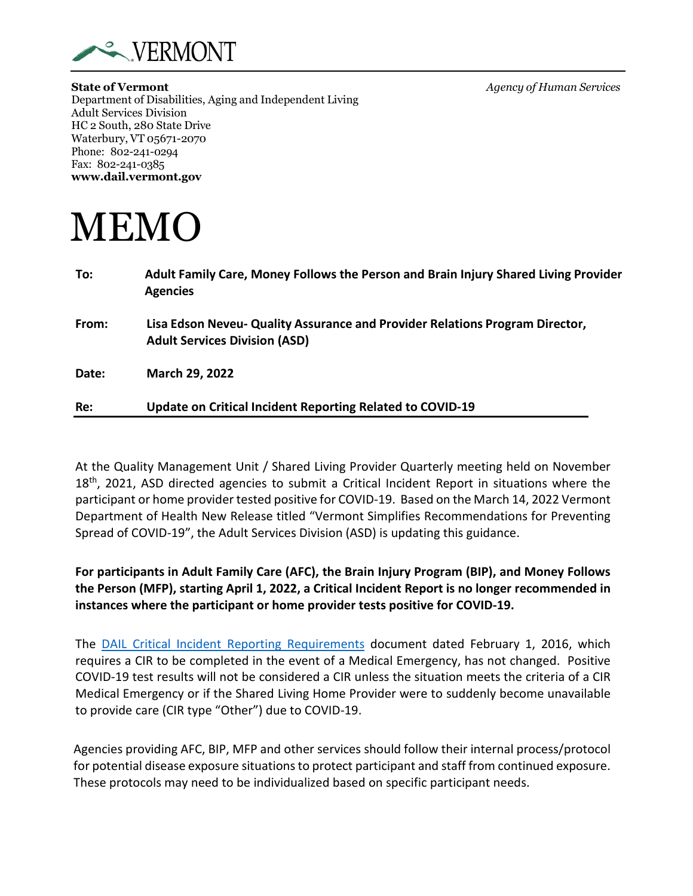VERMONT

**State of Vermont**
Department of Disabilities, Aging and Independent Living
Adult Services Division
HC 2 South, 280 State Drive
Waterbury, VT 05671-2070
Phone: 802-241-0294
Fax: 802-241-0385
**www.dail.vermont.gov**

*Agency of Human Services*

# MEMO

**To:** **Adult Family Care, Money Follows the Person and Brain Injury Shared Living Provider Agencies**

**From:** **Lisa Edson Neveu- Quality Assurance and Provider Relations Program Director, Adult Services Division (ASD)**

**Date:** **March 29, 2022**

**Re:** **Update on Critical Incident Reporting Related to COVID-19**

---

At the Quality Management Unit / Shared Living Provider Quarterly meeting held on November 18th, 2021, ASD directed agencies to submit a Critical Incident Report in situations where the participant or home provider tested positive for COVID-19. Based on the March 14, 2022 Vermont Department of Health New Release titled "Vermont Simplifies Recommendations for Preventing Spread of COVID-19", the Adult Services Division (ASD) is updating this guidance.

**For participants in Adult Family Care (AFC), the Brain Injury Program (BIP), and Money Follows the Person (MFP), starting April 1, 2022, a Critical Incident Report is no longer recommended in instances where the participant or home provider tests positive for COVID-19.**

The DAIL Critical Incident Reporting Requirements document dated February 1, 2016, which requires a CIR to be completed in the event of a Medical Emergency, has not changed. Positive COVID-19 test results will not be considered a CIR unless the situation meets the criteria of a CIR Medical Emergency or if the Shared Living Home Provider were to suddenly become unavailable to provide care (CIR type "Other") due to COVID-19.

Agencies providing AFC, BIP, MFP and other services should follow their internal process/protocol for potential disease exposure situations to protect participant and staff from continued exposure. These protocols may need to be individualized based on specific participant needs.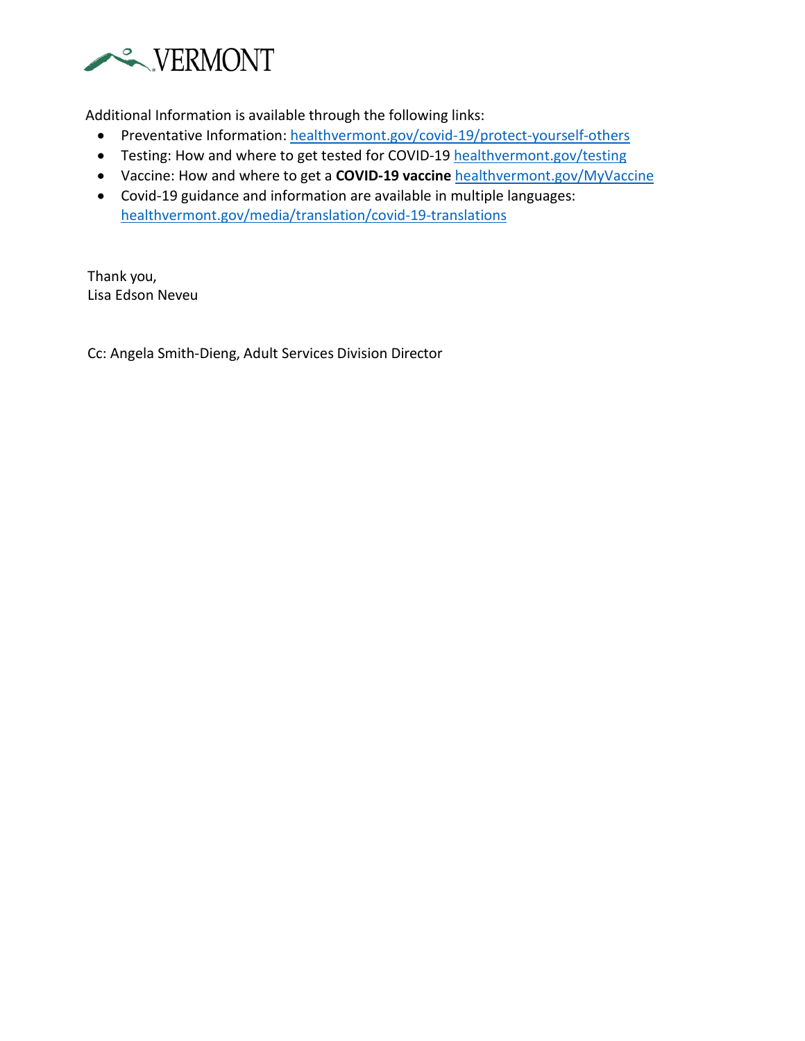Additional Information is available through the following links:

- Preventative Information: [healthvermont.gov/covid-19/protect-yourself-others](healthvermont.gov/covid-19/protect-yourself-others)
- Testing: How and where to get tested for COVID-19 [healthvermont.gov/testing](healthvermont.gov/testing)
- Vaccine: How and where to get a **COVID-19 vaccine** [healthvermont.gov/MyVaccine](healthvermont.gov/MyVaccine)
- Covid-19 guidance and information are available in multiple languages: [healthvermont.gov/media/translation/covid-19-translations](healthvermont.gov/media/translation/covid-19-translations)

Thank you,
Lisa Edson Neveu

Cc: Angela Smith-Dieng, Adult Services Division Director